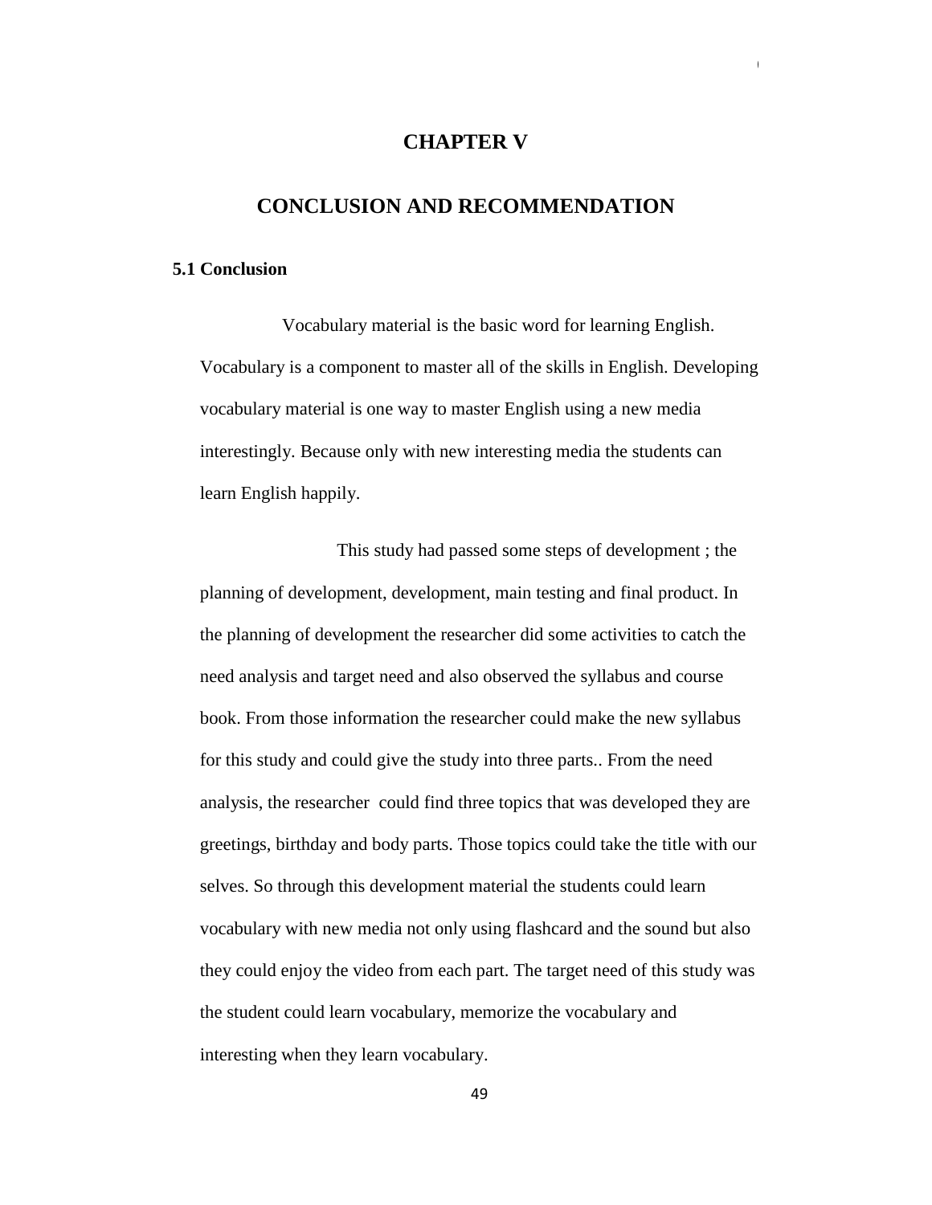# CHAPTER V

# CONCLUSION AND RECOMMENDATION

## 5.1 Conclusion

Vocabulary material is the basic word for learning English. Vocabulary is a component to master all of the skills in English. Developing vocabulary material is one way to master English using a new media interestingly. Because only with new interesting media the students can learn English happily.

This study had passed some steps of development ; the planning of development, development, main testing and final product. In the planning of development the researcher did some activities to catch the need analysis and target need and also observed the syllabus and course book. From those information the researcher could make the new syllabus for this study and could give the study into three parts.. From the need analysis, the researcher could find three topics that was developed they are greetings, birthday and body parts. Those topics could take the title with our selves. So through this development material the students could learn vocabulary with new media not only using flashcard and the sound but also they could enjoy the video from each part. The target need of this study was the student could learn vocabulary, memorize the vocabulary and interesting when they learn vocabulary.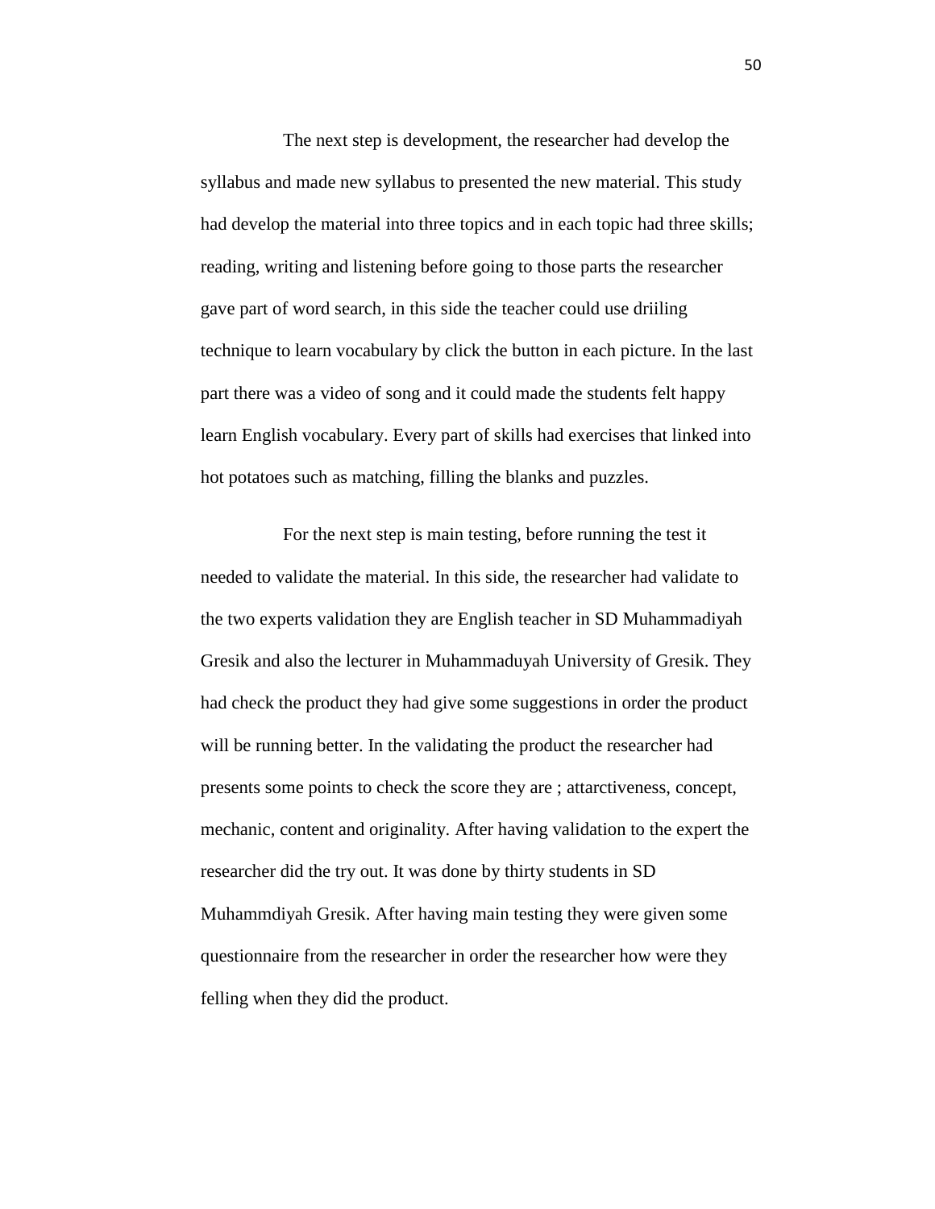The next step is development, the researcher had develop the syllabus and made new syllabus to presented the new material. This study had develop the material into three topics and in each topic had three skills; reading, writing and listening before going to those parts the researcher gave part of word search, in this side the teacher could use driiling technique to learn vocabulary by click the button in each picture. In the last part there was a video of song and it could made the students felt happy learn English vocabulary. Every part of skills had exercises that linked into hot potatoes such as matching, filling the blanks and puzzles.

For the next step is main testing, before running the test it needed to validate the material. In this side, the researcher had validate to the two experts validation they are English teacher in SD Muhammadiyah Gresik and also the lecturer in Muhammaduyah University of Gresik. They had check the product they had give some suggestions in order the product will be running better. In the validating the product the researcher had presents some points to check the score they are ; attarctiveness, concept, mechanic, content and originality. After having validation to the expert the researcher did the try out. It was done by thirty students in SD Muhammdiyah Gresik. After having main testing they were given some questionnaire from the researcher in order the researcher how were they felling when they did the product.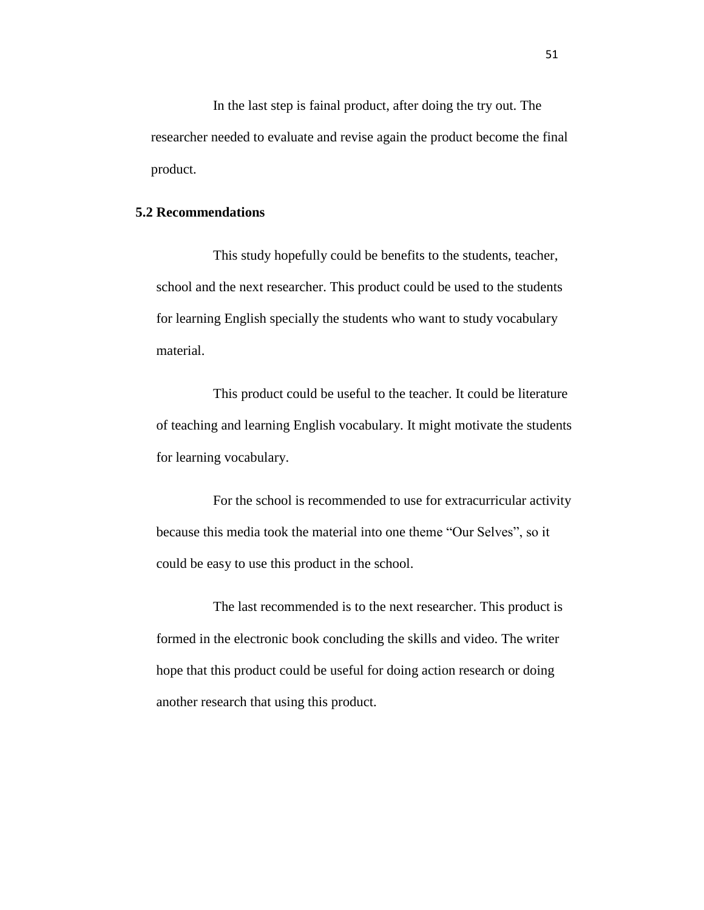In the last step is fainal product, after doing the try out. The researcher needed to evaluate and revise again the product become the final product.

## 5.2 Recommendations

This study hopefully could be benefits to the students, teacher, school and the next researcher. This product could be used to the students for learning English specially the students who want to study vocabulary material.

This product could be useful to the teacher. It could be literature of teaching and learning English vocabulary. It might motivate the students for learning vocabulary.

For the school is recommended to use for extracurricular activity because this media took the material into one theme "Our Selves", so it could be easy to use this product in the school.

The last recommended is to the next researcher. This product is formed in the electronic book concluding the skills and video. The writer hope that this product could be useful for doing action research or doing another research that using this product.